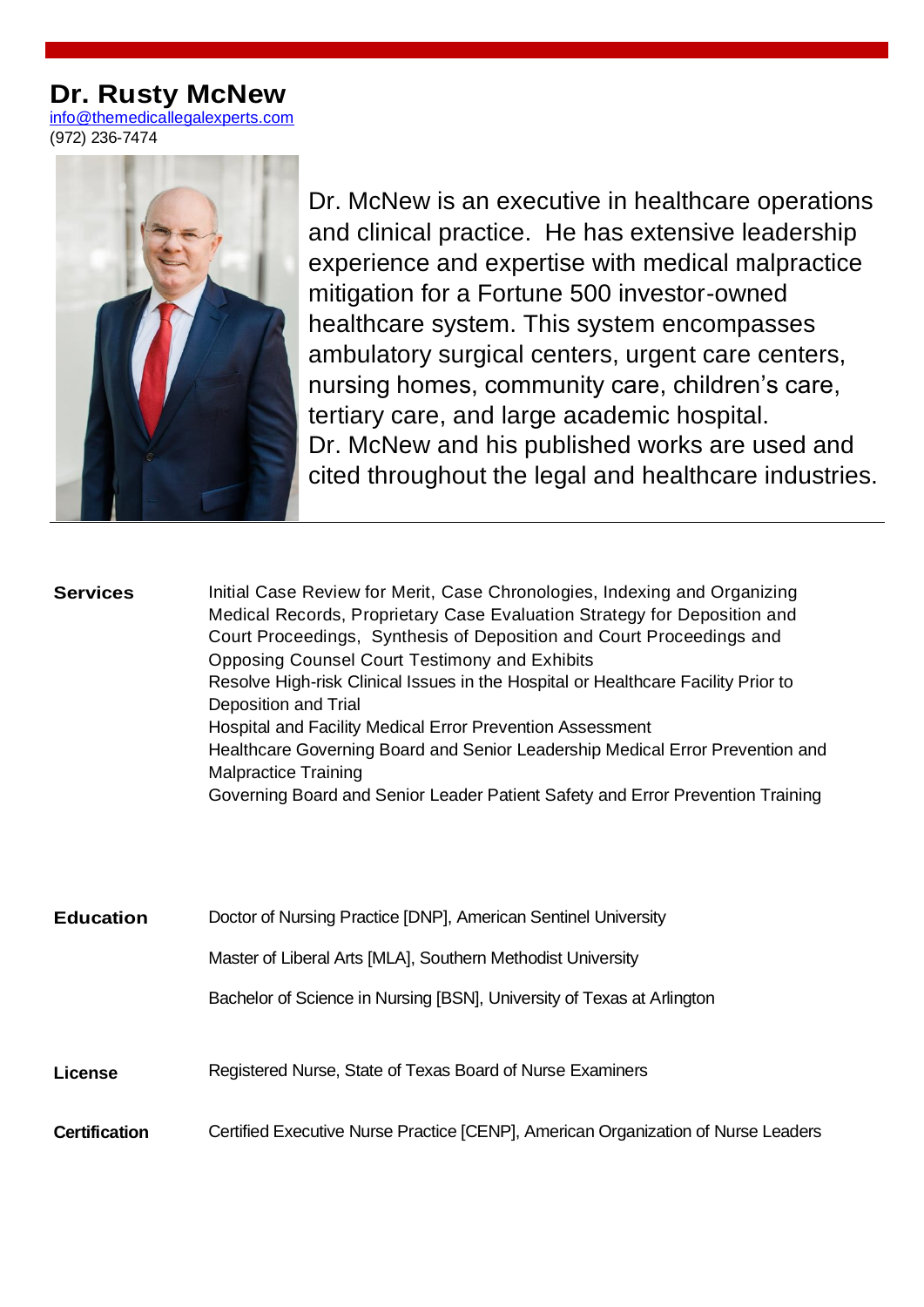# Dr. Rusty McNew

info@themedicallegalexperts.com
(972) 236-7474

Dr. McNew is an executive in healthcare operations and clinical practice. He has extensive leadership experience and expertise with medical malpractice mitigation for a Fortune 500 investor-owned healthcare system. This system encompasses ambulatory surgical centers, urgent care centers, nursing homes, community care, children's care, tertiary care, and large academic hospital. Dr. McNew and his published works are used and cited throughout the legal and healthcare industries.

---

**Services**

Initial Case Review for Merit, Case Chronologies, Indexing and Organizing Medical Records, Proprietary Case Evaluation Strategy for Deposition and Court Proceedings, Synthesis of Deposition and Court Proceedings and Opposing Counsel Court Testimony and Exhibits
Resolve High-risk Clinical Issues in the Hospital or Healthcare Facility Prior to Deposition and Trial
Hospital and Facility Medical Error Prevention Assessment
Healthcare Governing Board and Senior Leadership Medical Error Prevention and Malpractice Training
Governing Board and Senior Leader Patient Safety and Error Prevention Training

**Education**

Doctor of Nursing Practice [DNP], American Sentinel University

Master of Liberal Arts [MLA], Southern Methodist University

Bachelor of Science in Nursing [BSN], University of Texas at Arlington

**License**

Registered Nurse, State of Texas Board of Nurse Examiners

**Certification**

Certified Executive Nurse Practice [CENP], American Organization of Nurse Leaders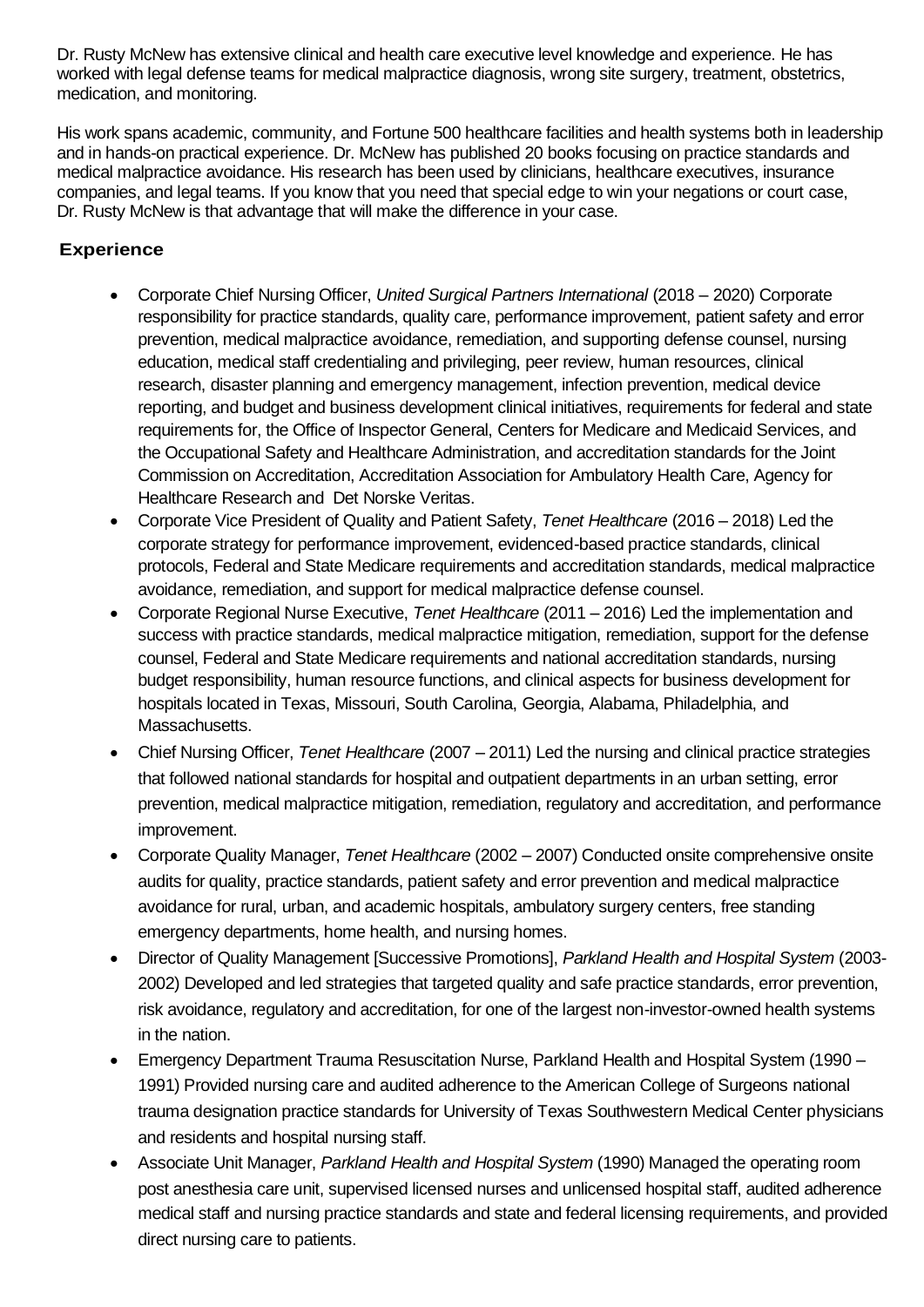Dr. Rusty McNew has extensive clinical and health care executive level knowledge and experience. He has worked with legal defense teams for medical malpractice diagnosis, wrong site surgery, treatment, obstetrics, medication, and monitoring.

His work spans academic, community, and Fortune 500 healthcare facilities and health systems both in leadership and in hands-on practical experience. Dr. McNew has published 20 books focusing on practice standards and medical malpractice avoidance. His research has been used by clinicians, healthcare executives, insurance companies, and legal teams. If you know that you need that special edge to win your negations or court case, Dr. Rusty McNew is that advantage that will make the difference in your case.

## Experience

- Corporate Chief Nursing Officer, *United Surgical Partners International* (2018 – 2020) Corporate responsibility for practice standards, quality care, performance improvement, patient safety and error prevention, medical malpractice avoidance, remediation, and supporting defense counsel, nursing education, medical staff credentialing and privileging, peer review, human resources, clinical research, disaster planning and emergency management, infection prevention, medical device reporting, and budget and business development clinical initiatives, requirements for federal and state requirements for, the Office of Inspector General, Centers for Medicare and Medicaid Services, and the Occupational Safety and Healthcare Administration, and accreditation standards for the Joint Commission on Accreditation, Accreditation Association for Ambulatory Health Care, Agency for Healthcare Research and Det Norske Veritas.
- Corporate Vice President of Quality and Patient Safety, *Tenet Healthcare* (2016 – 2018) Led the corporate strategy for performance improvement, evidenced-based practice standards, clinical protocols, Federal and State Medicare requirements and accreditation standards, medical malpractice avoidance, remediation, and support for medical malpractice defense counsel.
- Corporate Regional Nurse Executive, *Tenet Healthcare* (2011 – 2016) Led the implementation and success with practice standards, medical malpractice mitigation, remediation, support for the defense counsel, Federal and State Medicare requirements and national accreditation standards, nursing budget responsibility, human resource functions, and clinical aspects for business development for hospitals located in Texas, Missouri, South Carolina, Georgia, Alabama, Philadelphia, and Massachusetts.
- Chief Nursing Officer, *Tenet Healthcare* (2007 – 2011) Led the nursing and clinical practice strategies that followed national standards for hospital and outpatient departments in an urban setting, error prevention, medical malpractice mitigation, remediation, regulatory and accreditation, and performance improvement.
- Corporate Quality Manager, *Tenet Healthcare* (2002 – 2007) Conducted onsite comprehensive onsite audits for quality, practice standards, patient safety and error prevention and medical malpractice avoidance for rural, urban, and academic hospitals, ambulatory surgery centers, free standing emergency departments, home health, and nursing homes.
- Director of Quality Management [Successive Promotions], *Parkland Health and Hospital System* (2003-2002) Developed and led strategies that targeted quality and safe practice standards, error prevention, risk avoidance, regulatory and accreditation, for one of the largest non-investor-owned health systems in the nation.
- Emergency Department Trauma Resuscitation Nurse, Parkland Health and Hospital System (1990 – 1991) Provided nursing care and audited adherence to the American College of Surgeons national trauma designation practice standards for University of Texas Southwestern Medical Center physicians and residents and hospital nursing staff.
- Associate Unit Manager, *Parkland Health and Hospital System* (1990) Managed the operating room post anesthesia care unit, supervised licensed nurses and unlicensed hospital staff, audited adherence medical staff and nursing practice standards and state and federal licensing requirements, and provided direct nursing care to patients.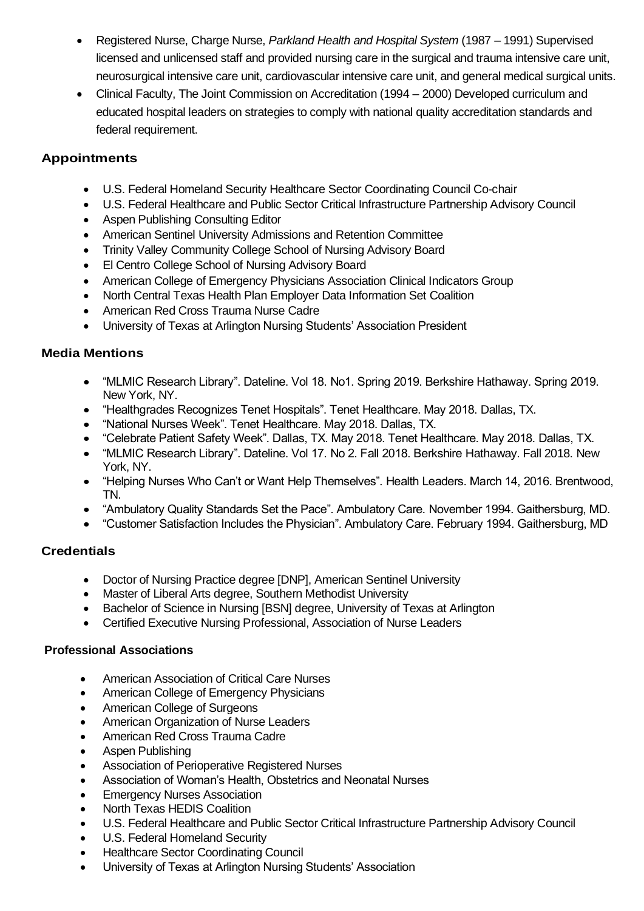- Registered Nurse, Charge Nurse, *Parkland Health and Hospital System* (1987 – 1991) Supervised licensed and unlicensed staff and provided nursing care in the surgical and trauma intensive care unit, neurosurgical intensive care unit, cardiovascular intensive care unit, and general medical surgical units.
- Clinical Faculty, The Joint Commission on Accreditation (1994 – 2000) Developed curriculum and educated hospital leaders on strategies to comply with national quality accreditation standards and federal requirement.

## Appointments

- U.S. Federal Homeland Security Healthcare Sector Coordinating Council Co-chair
- U.S. Federal Healthcare and Public Sector Critical Infrastructure Partnership Advisory Council
- Aspen Publishing Consulting Editor
- American Sentinel University Admissions and Retention Committee
- Trinity Valley Community College School of Nursing Advisory Board
- El Centro College School of Nursing Advisory Board
- American College of Emergency Physicians Association Clinical Indicators Group
- North Central Texas Health Plan Employer Data Information Set Coalition
- American Red Cross Trauma Nurse Cadre
- University of Texas at Arlington Nursing Students' Association President

## Media Mentions

- "MLMIC Research Library". Dateline. Vol 18. No1. Spring 2019. Berkshire Hathaway. Spring 2019. New York, NY.
- "Healthgrades Recognizes Tenet Hospitals". Tenet Healthcare. May 2018. Dallas, TX.
- "National Nurses Week". Tenet Healthcare. May 2018. Dallas, TX.
- "Celebrate Patient Safety Week". Dallas, TX. May 2018. Tenet Healthcare. May 2018. Dallas, TX.
- "MLMIC Research Library". Dateline. Vol 17. No 2. Fall 2018. Berkshire Hathaway. Fall 2018. New York, NY.
- "Helping Nurses Who Can't or Want Help Themselves". Health Leaders. March 14, 2016. Brentwood, TN.
- "Ambulatory Quality Standards Set the Pace". Ambulatory Care. November 1994. Gaithersburg, MD.
- "Customer Satisfaction Includes the Physician". Ambulatory Care. February 1994. Gaithersburg, MD

## Credentials

- Doctor of Nursing Practice degree [DNP], American Sentinel University
- Master of Liberal Arts degree, Southern Methodist University
- Bachelor of Science in Nursing [BSN] degree, University of Texas at Arlington
- Certified Executive Nursing Professional, Association of Nurse Leaders

## Professional Associations

- American Association of Critical Care Nurses
- American College of Emergency Physicians
- American College of Surgeons
- American Organization of Nurse Leaders
- American Red Cross Trauma Cadre
- Aspen Publishing
- Association of Perioperative Registered Nurses
- Association of Woman's Health, Obstetrics and Neonatal Nurses
- Emergency Nurses Association
- North Texas HEDIS Coalition
- U.S. Federal Healthcare and Public Sector Critical Infrastructure Partnership Advisory Council
- U.S. Federal Homeland Security
- Healthcare Sector Coordinating Council
- University of Texas at Arlington Nursing Students' Association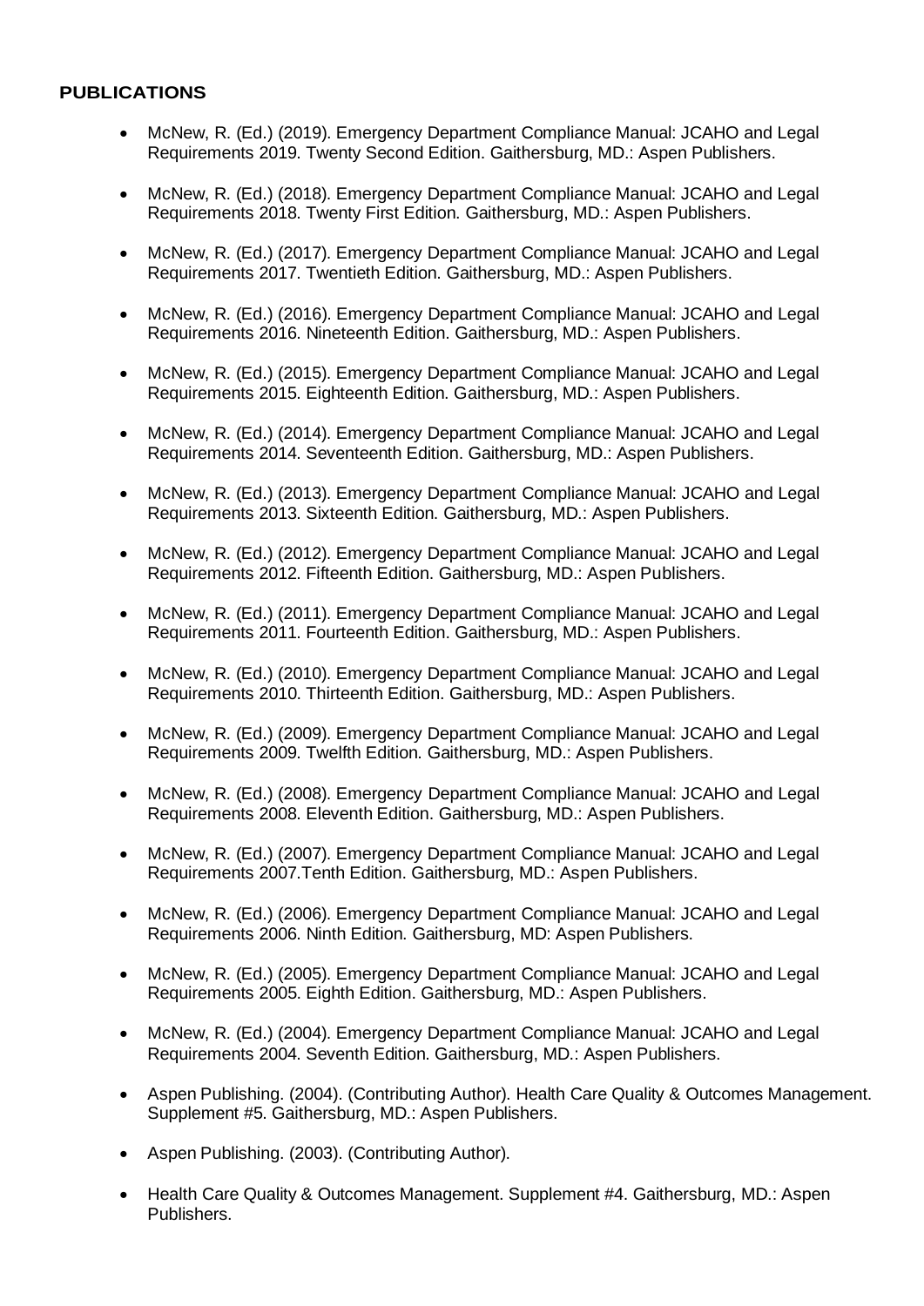## PUBLICATIONS

- McNew, R. (Ed.) (2019). Emergency Department Compliance Manual: JCAHO and Legal Requirements 2019. Twenty Second Edition. Gaithersburg, MD.: Aspen Publishers.
- McNew, R. (Ed.) (2018). Emergency Department Compliance Manual: JCAHO and Legal Requirements 2018. Twenty First Edition. Gaithersburg, MD.: Aspen Publishers.
- McNew, R. (Ed.) (2017). Emergency Department Compliance Manual: JCAHO and Legal Requirements 2017. Twentieth Edition. Gaithersburg, MD.: Aspen Publishers.
- McNew, R. (Ed.) (2016). Emergency Department Compliance Manual: JCAHO and Legal Requirements 2016. Nineteenth Edition. Gaithersburg, MD.: Aspen Publishers.
- McNew, R. (Ed.) (2015). Emergency Department Compliance Manual: JCAHO and Legal Requirements 2015. Eighteenth Edition. Gaithersburg, MD.: Aspen Publishers.
- McNew, R. (Ed.) (2014). Emergency Department Compliance Manual: JCAHO and Legal Requirements 2014. Seventeenth Edition. Gaithersburg, MD.: Aspen Publishers.
- McNew, R. (Ed.) (2013). Emergency Department Compliance Manual: JCAHO and Legal Requirements 2013. Sixteenth Edition. Gaithersburg, MD.: Aspen Publishers.
- McNew, R. (Ed.) (2012). Emergency Department Compliance Manual: JCAHO and Legal Requirements 2012. Fifteenth Edition. Gaithersburg, MD.: Aspen Publishers.
- McNew, R. (Ed.) (2011). Emergency Department Compliance Manual: JCAHO and Legal Requirements 2011. Fourteenth Edition. Gaithersburg, MD.: Aspen Publishers.
- McNew, R. (Ed.) (2010). Emergency Department Compliance Manual: JCAHO and Legal Requirements 2010. Thirteenth Edition. Gaithersburg, MD.: Aspen Publishers.
- McNew, R. (Ed.) (2009). Emergency Department Compliance Manual: JCAHO and Legal Requirements 2009. Twelfth Edition. Gaithersburg, MD.: Aspen Publishers.
- McNew, R. (Ed.) (2008). Emergency Department Compliance Manual: JCAHO and Legal Requirements 2008. Eleventh Edition. Gaithersburg, MD.: Aspen Publishers.
- McNew, R. (Ed.) (2007). Emergency Department Compliance Manual: JCAHO and Legal Requirements 2007.Tenth Edition. Gaithersburg, MD.: Aspen Publishers.
- McNew, R. (Ed.) (2006). Emergency Department Compliance Manual: JCAHO and Legal Requirements 2006. Ninth Edition. Gaithersburg, MD: Aspen Publishers.
- McNew, R. (Ed.) (2005). Emergency Department Compliance Manual: JCAHO and Legal Requirements 2005. Eighth Edition. Gaithersburg, MD.: Aspen Publishers.
- McNew, R. (Ed.) (2004). Emergency Department Compliance Manual: JCAHO and Legal Requirements 2004. Seventh Edition. Gaithersburg, MD.: Aspen Publishers.
- Aspen Publishing. (2004). (Contributing Author). Health Care Quality & Outcomes Management. Supplement #5. Gaithersburg, MD.: Aspen Publishers.
- Aspen Publishing. (2003). (Contributing Author).
- Health Care Quality & Outcomes Management. Supplement #4. Gaithersburg, MD.: Aspen Publishers.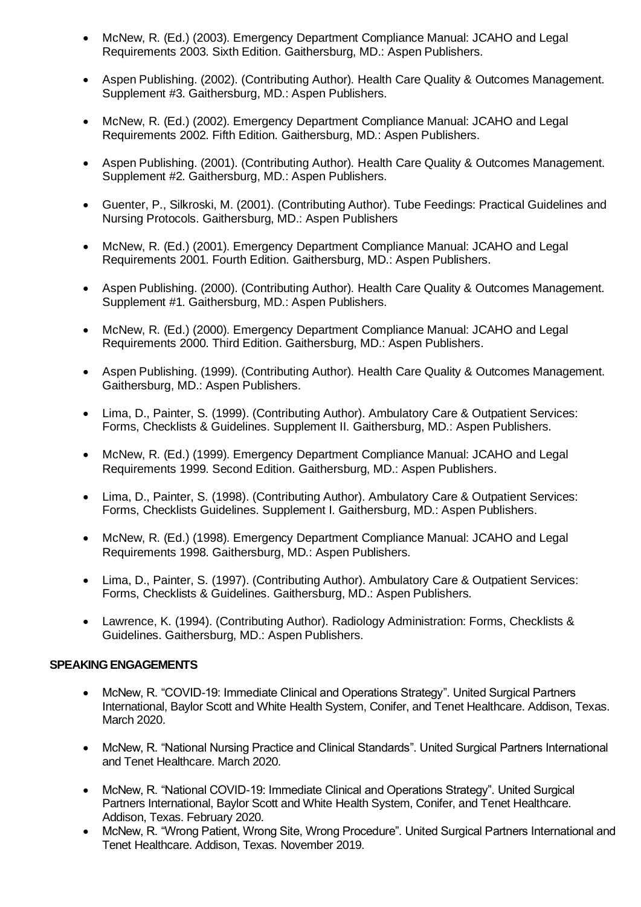- McNew, R. (Ed.) (2003). Emergency Department Compliance Manual: JCAHO and Legal Requirements 2003. Sixth Edition. Gaithersburg, MD.: Aspen Publishers.

- Aspen Publishing. (2002). (Contributing Author). Health Care Quality & Outcomes Management. Supplement #3. Gaithersburg, MD.: Aspen Publishers.

- McNew, R. (Ed.) (2002). Emergency Department Compliance Manual: JCAHO and Legal Requirements 2002. Fifth Edition. Gaithersburg, MD.: Aspen Publishers.

- Aspen Publishing. (2001). (Contributing Author). Health Care Quality & Outcomes Management. Supplement #2. Gaithersburg, MD.: Aspen Publishers.

- Guenter, P., Silkroski, M. (2001). (Contributing Author). Tube Feedings: Practical Guidelines and Nursing Protocols. Gaithersburg, MD.: Aspen Publishers

- McNew, R. (Ed.) (2001). Emergency Department Compliance Manual: JCAHO and Legal Requirements 2001. Fourth Edition. Gaithersburg, MD.: Aspen Publishers.

- Aspen Publishing. (2000). (Contributing Author). Health Care Quality & Outcomes Management. Supplement #1. Gaithersburg, MD.: Aspen Publishers.

- McNew, R. (Ed.) (2000). Emergency Department Compliance Manual: JCAHO and Legal Requirements 2000. Third Edition. Gaithersburg, MD.: Aspen Publishers.

- Aspen Publishing. (1999). (Contributing Author). Health Care Quality & Outcomes Management. Gaithersburg, MD.: Aspen Publishers.

- Lima, D., Painter, S. (1999). (Contributing Author). Ambulatory Care & Outpatient Services: Forms, Checklists & Guidelines. Supplement II. Gaithersburg, MD.: Aspen Publishers.

- McNew, R. (Ed.) (1999). Emergency Department Compliance Manual: JCAHO and Legal Requirements 1999. Second Edition. Gaithersburg, MD.: Aspen Publishers.

- Lima, D., Painter, S. (1998). (Contributing Author). Ambulatory Care & Outpatient Services: Forms, Checklists Guidelines. Supplement I. Gaithersburg, MD.: Aspen Publishers.

- McNew, R. (Ed.) (1998). Emergency Department Compliance Manual: JCAHO and Legal Requirements 1998. Gaithersburg, MD.: Aspen Publishers.

- Lima, D., Painter, S. (1997). (Contributing Author). Ambulatory Care & Outpatient Services: Forms, Checklists & Guidelines. Gaithersburg, MD.: Aspen Publishers.

- Lawrence, K. (1994). (Contributing Author). Radiology Administration: Forms, Checklists & Guidelines. Gaithersburg, MD.: Aspen Publishers.

**SPEAKING ENGAGEMENTS**

- McNew, R. "COVID-19: Immediate Clinical and Operations Strategy". United Surgical Partners International, Baylor Scott and White Health System, Conifer, and Tenet Healthcare. Addison, Texas. March 2020.

- McNew, R. "National Nursing Practice and Clinical Standards". United Surgical Partners International and Tenet Healthcare. March 2020.

- McNew, R. "National COVID-19: Immediate Clinical and Operations Strategy". United Surgical Partners International, Baylor Scott and White Health System, Conifer, and Tenet Healthcare. Addison, Texas. February 2020.
- McNew, R. "Wrong Patient, Wrong Site, Wrong Procedure". United Surgical Partners International and Tenet Healthcare. Addison, Texas. November 2019.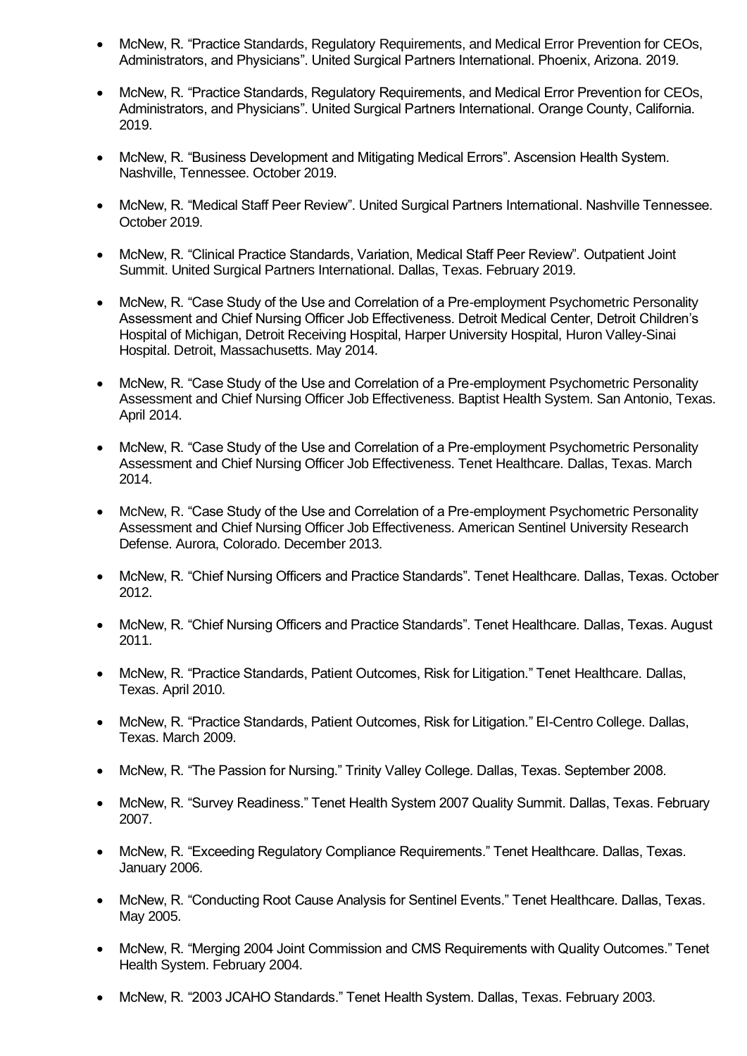- McNew, R. “Practice Standards, Regulatory Requirements, and Medical Error Prevention for CEOs, Administrators, and Physicians”. United Surgical Partners International. Phoenix, Arizona. 2019.

- McNew, R. “Practice Standards, Regulatory Requirements, and Medical Error Prevention for CEOs, Administrators, and Physicians”. United Surgical Partners International. Orange County, California. 2019.

- McNew, R. “Business Development and Mitigating Medical Errors”. Ascension Health System. Nashville, Tennessee. October 2019.

- McNew, R. “Medical Staff Peer Review”. United Surgical Partners International. Nashville Tennessee. October 2019.

- McNew, R. “Clinical Practice Standards, Variation, Medical Staff Peer Review”. Outpatient Joint Summit. United Surgical Partners International. Dallas, Texas. February 2019.

- McNew, R. “Case Study of the Use and Correlation of a Pre-employment Psychometric Personality Assessment and Chief Nursing Officer Job Effectiveness. Detroit Medical Center, Detroit Children’s Hospital of Michigan, Detroit Receiving Hospital, Harper University Hospital, Huron Valley-Sinai Hospital. Detroit, Massachusetts. May 2014.

- McNew, R. “Case Study of the Use and Correlation of a Pre-employment Psychometric Personality Assessment and Chief Nursing Officer Job Effectiveness. Baptist Health System. San Antonio, Texas. April 2014.

- McNew, R. “Case Study of the Use and Correlation of a Pre-employment Psychometric Personality Assessment and Chief Nursing Officer Job Effectiveness. Tenet Healthcare. Dallas, Texas. March 2014.

- McNew, R. “Case Study of the Use and Correlation of a Pre-employment Psychometric Personality Assessment and Chief Nursing Officer Job Effectiveness. American Sentinel University Research Defense. Aurora, Colorado. December 2013.

- McNew, R. “Chief Nursing Officers and Practice Standards”. Tenet Healthcare. Dallas, Texas. October 2012.

- McNew, R. “Chief Nursing Officers and Practice Standards”. Tenet Healthcare. Dallas, Texas. August 2011.

- McNew, R. “Practice Standards, Patient Outcomes, Risk for Litigation.” Tenet Healthcare. Dallas, Texas. April 2010.

- McNew, R. “Practice Standards, Patient Outcomes, Risk for Litigation.” El-Centro College. Dallas, Texas. March 2009.

- McNew, R. “The Passion for Nursing.” Trinity Valley College. Dallas, Texas. September 2008.

- McNew, R. “Survey Readiness.” Tenet Health System 2007 Quality Summit. Dallas, Texas. February 2007.

- McNew, R. “Exceeding Regulatory Compliance Requirements.” Tenet Healthcare. Dallas, Texas. January 2006.

- McNew, R. “Conducting Root Cause Analysis for Sentinel Events.” Tenet Healthcare. Dallas, Texas. May 2005.

- McNew, R. “Merging 2004 Joint Commission and CMS Requirements with Quality Outcomes.” Tenet Health System. February 2004.

- McNew, R. “2003 JCAHO Standards.” Tenet Health System. Dallas, Texas. February 2003.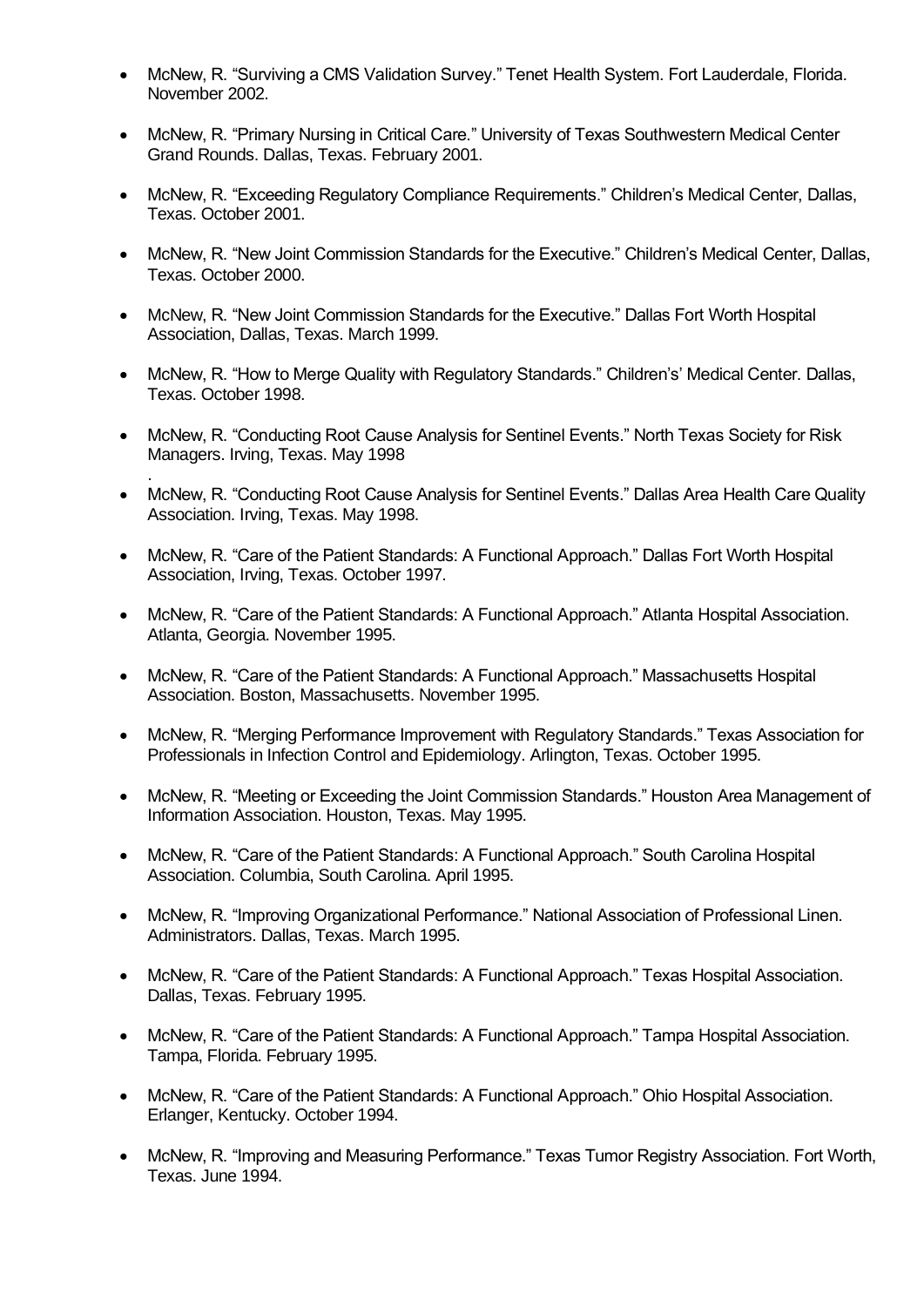- McNew, R. “Surviving a CMS Validation Survey.” Tenet Health System. Fort Lauderdale, Florida. November 2002.

- McNew, R. “Primary Nursing in Critical Care.” University of Texas Southwestern Medical Center Grand Rounds. Dallas, Texas. February 2001.

- McNew, R. “Exceeding Regulatory Compliance Requirements.” Children’s Medical Center, Dallas, Texas. October 2001.

- McNew, R. “New Joint Commission Standards for the Executive.” Children’s Medical Center, Dallas, Texas. October 2000.

- McNew, R. “New Joint Commission Standards for the Executive.” Dallas Fort Worth Hospital Association, Dallas, Texas. March 1999.

- McNew, R. “How to Merge Quality with Regulatory Standards.” Childrens’ Medical Center. Dallas, Texas. October 1998.

- McNew, R. “Conducting Root Cause Analysis for Sentinel Events.” North Texas Society for Risk Managers. Irving, Texas. May 1998
.
- McNew, R. “Conducting Root Cause Analysis for Sentinel Events.” Dallas Area Health Care Quality Association. Irving, Texas. May 1998.

- McNew, R. “Care of the Patient Standards: A Functional Approach.” Dallas Fort Worth Hospital Association, Irving, Texas. October 1997.

- McNew, R. “Care of the Patient Standards: A Functional Approach.” Atlanta Hospital Association. Atlanta, Georgia. November 1995.

- McNew, R. “Care of the Patient Standards: A Functional Approach.” Massachusetts Hospital Association. Boston, Massachusetts. November 1995.

- McNew, R. “Merging Performance Improvement with Regulatory Standards.” Texas Association for Professionals in Infection Control and Epidemiology. Arlington, Texas. October 1995.

- McNew, R. “Meeting or Exceeding the Joint Commission Standards.” Houston Area Management of Information Association. Houston, Texas. May 1995.

- McNew, R. “Care of the Patient Standards: A Functional Approach.” South Carolina Hospital Association. Columbia, South Carolina. April 1995.

- McNew, R. “Improving Organizational Performance.” National Association of Professional Linen. Administrators. Dallas, Texas. March 1995.

- McNew, R. “Care of the Patient Standards: A Functional Approach.” Texas Hospital Association. Dallas, Texas. February 1995.

- McNew, R. “Care of the Patient Standards: A Functional Approach.” Tampa Hospital Association. Tampa, Florida. February 1995.

- McNew, R. “Care of the Patient Standards: A Functional Approach.” Ohio Hospital Association. Erlanger, Kentucky. October 1994.

- McNew, R. “Improving and Measuring Performance.” Texas Tumor Registry Association. Fort Worth, Texas. June 1994.